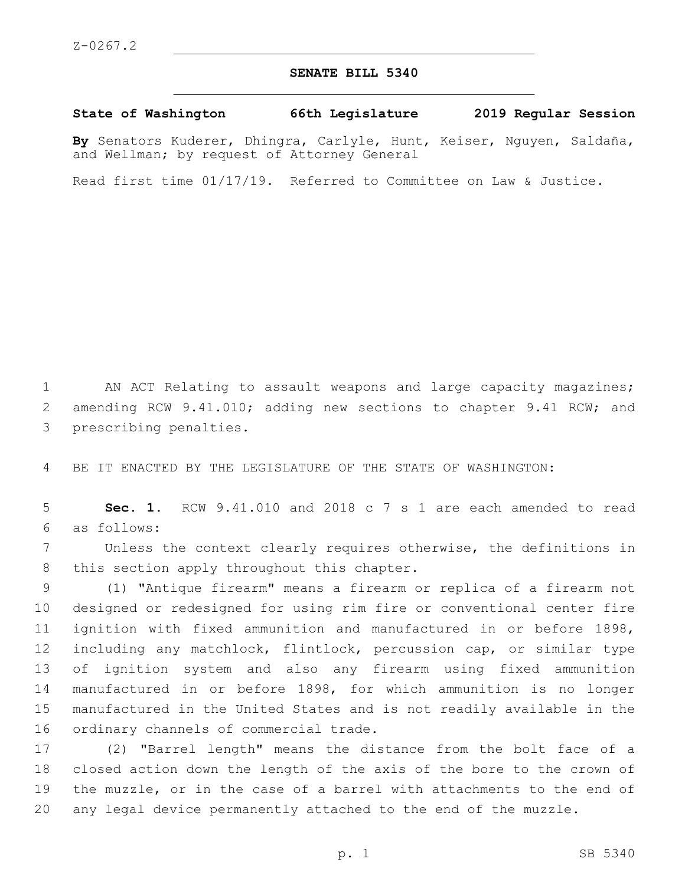Z-0267.2

# SENATE BILL 5340

**State of Washington 66th Legislature 2019 Regular Session**

**By** Senators Kuderer, Dhingra, Carlyle, Hunt, Keiser, Nguyen, Saldaña, and Wellman; by request of Attorney General

Read first time 01/17/19. Referred to Committee on Law & Justice.

AN ACT Relating to assault weapons and large capacity magazines; amending RCW 9.41.010; adding new sections to chapter 9.41 RCW; and prescribing penalties.

BE IT ENACTED BY THE LEGISLATURE OF THE STATE OF WASHINGTON:

**Sec. 1.** RCW 9.41.010 and 2018 c 7 s 1 are each amended to read as follows:

Unless the context clearly requires otherwise, the definitions in this section apply throughout this chapter.

(1) "Antique firearm" means a firearm or replica of a firearm not designed or redesigned for using rim fire or conventional center fire ignition with fixed ammunition and manufactured in or before 1898, including any matchlock, flintlock, percussion cap, or similar type of ignition system and also any firearm using fixed ammunition manufactured in or before 1898, for which ammunition is no longer manufactured in the United States and is not readily available in the ordinary channels of commercial trade.

(2) "Barrel length" means the distance from the bolt face of a closed action down the length of the axis of the bore to the crown of the muzzle, or in the case of a barrel with attachments to the end of any legal device permanently attached to the end of the muzzle.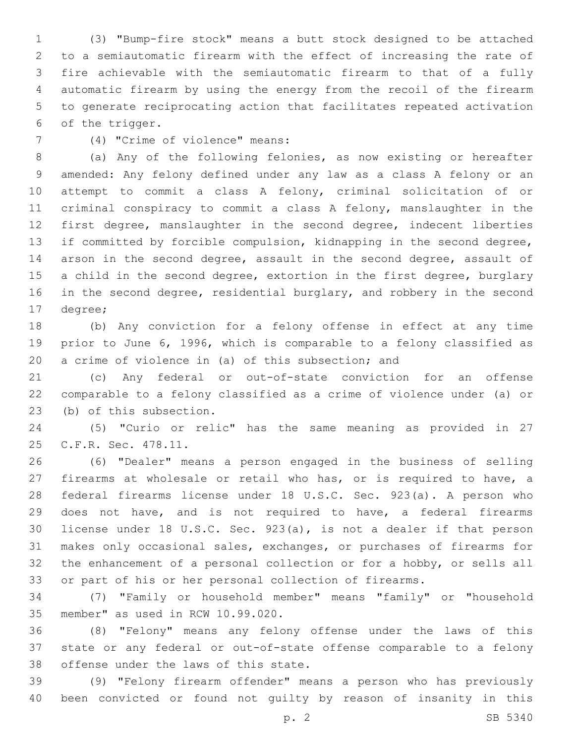(3) "Bump-fire stock" means a butt stock designed to be attached to a semiautomatic firearm with the effect of increasing the rate of fire achievable with the semiautomatic firearm to that of a fully automatic firearm by using the energy from the recoil of the firearm to generate reciprocating action that facilitates repeated activation of the trigger.

(4) "Crime of violence" means:

(a) Any of the following felonies, as now existing or hereafter amended: Any felony defined under any law as a class A felony or an attempt to commit a class A felony, criminal solicitation of or criminal conspiracy to commit a class A felony, manslaughter in the first degree, manslaughter in the second degree, indecent liberties if committed by forcible compulsion, kidnapping in the second degree, arson in the second degree, assault in the second degree, assault of a child in the second degree, extortion in the first degree, burglary in the second degree, residential burglary, and robbery in the second degree;

(b) Any conviction for a felony offense in effect at any time prior to June 6, 1996, which is comparable to a felony classified as a crime of violence in (a) of this subsection; and

(c) Any federal or out-of-state conviction for an offense comparable to a felony classified as a crime of violence under (a) or (b) of this subsection.

(5) "Curio or relic" has the same meaning as provided in 27 C.F.R. Sec. 478.11.

(6) "Dealer" means a person engaged in the business of selling firearms at wholesale or retail who has, or is required to have, a federal firearms license under 18 U.S.C. Sec. 923(a). A person who does not have, and is not required to have, a federal firearms license under 18 U.S.C. Sec. 923(a), is not a dealer if that person makes only occasional sales, exchanges, or purchases of firearms for the enhancement of a personal collection or for a hobby, or sells all or part of his or her personal collection of firearms.

(7) "Family or household member" means "family" or "household member" as used in RCW 10.99.020.

(8) "Felony" means any felony offense under the laws of this state or any federal or out-of-state offense comparable to a felony offense under the laws of this state.

(9) "Felony firearm offender" means a person who has previously been convicted or found not guilty by reason of insanity in this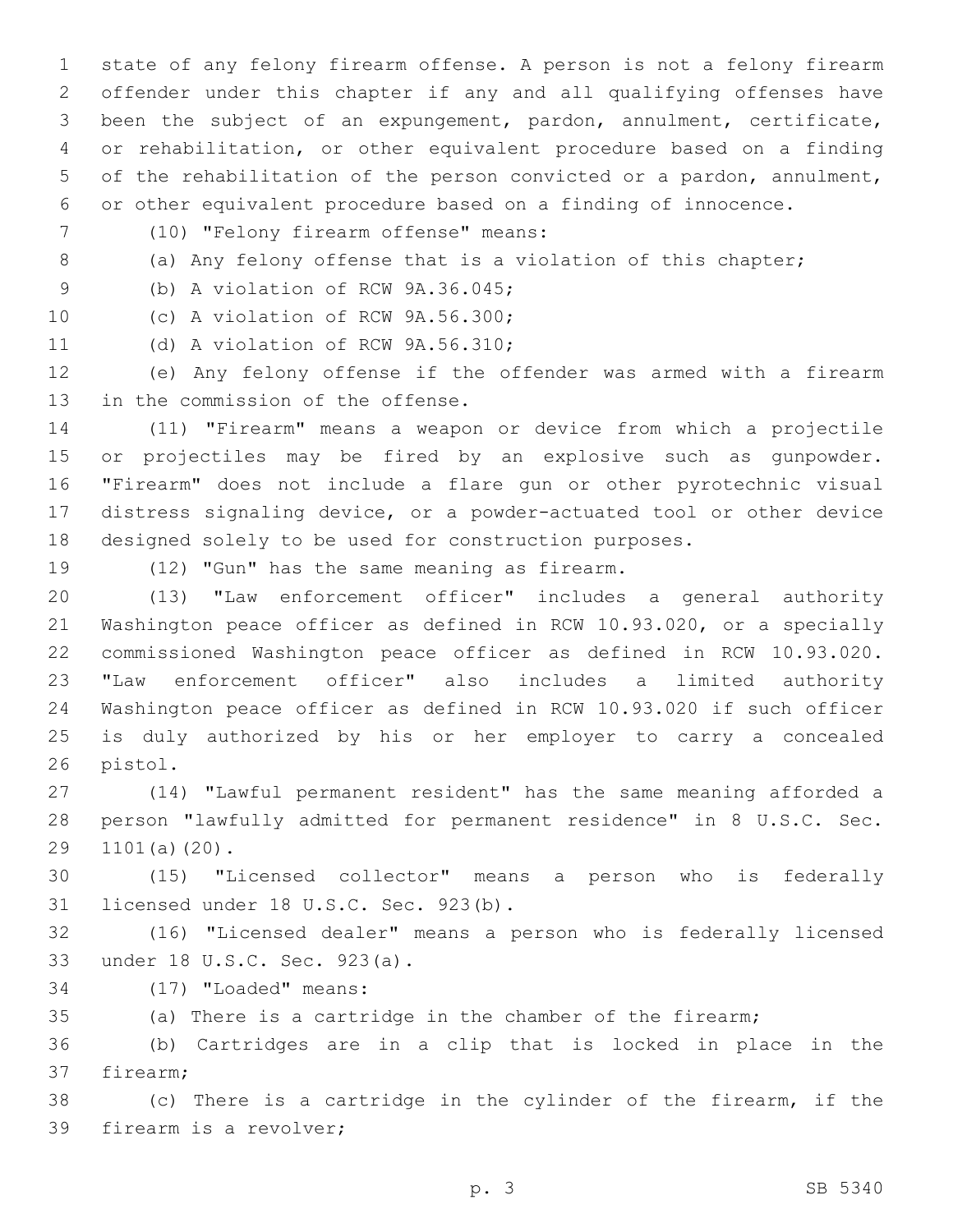state of any felony firearm offense. A person is not a felony firearm offender under this chapter if any and all qualifying offenses have been the subject of an expungement, pardon, annulment, certificate, or rehabilitation, or other equivalent procedure based on a finding of the rehabilitation of the person convicted or a pardon, annulment, or other equivalent procedure based on a finding of innocence.

(10) "Felony firearm offense" means:

(a) Any felony offense that is a violation of this chapter;

(b) A violation of RCW 9A.36.045;

(c) A violation of RCW 9A.56.300;

(d) A violation of RCW 9A.56.310;

(e) Any felony offense if the offender was armed with a firearm in the commission of the offense.

(11) "Firearm" means a weapon or device from which a projectile or projectiles may be fired by an explosive such as gunpowder. "Firearm" does not include a flare gun or other pyrotechnic visual distress signaling device, or a powder-actuated tool or other device designed solely to be used for construction purposes.

(12) "Gun" has the same meaning as firearm.

(13) "Law enforcement officer" includes a general authority Washington peace officer as defined in RCW 10.93.020, or a specially commissioned Washington peace officer as defined in RCW 10.93.020. "Law enforcement officer" also includes a limited authority Washington peace officer as defined in RCW 10.93.020 if such officer is duly authorized by his or her employer to carry a concealed pistol.

(14) "Lawful permanent resident" has the same meaning afforded a person "lawfully admitted for permanent residence" in 8 U.S.C. Sec. 1101(a)(20).

(15) "Licensed collector" means a person who is federally licensed under 18 U.S.C. Sec. 923(b).

(16) "Licensed dealer" means a person who is federally licensed under 18 U.S.C. Sec. 923(a).

(17) "Loaded" means:

(a) There is a cartridge in the chamber of the firearm;

(b) Cartridges are in a clip that is locked in place in the firearm;

(c) There is a cartridge in the cylinder of the firearm, if the firearm is a revolver;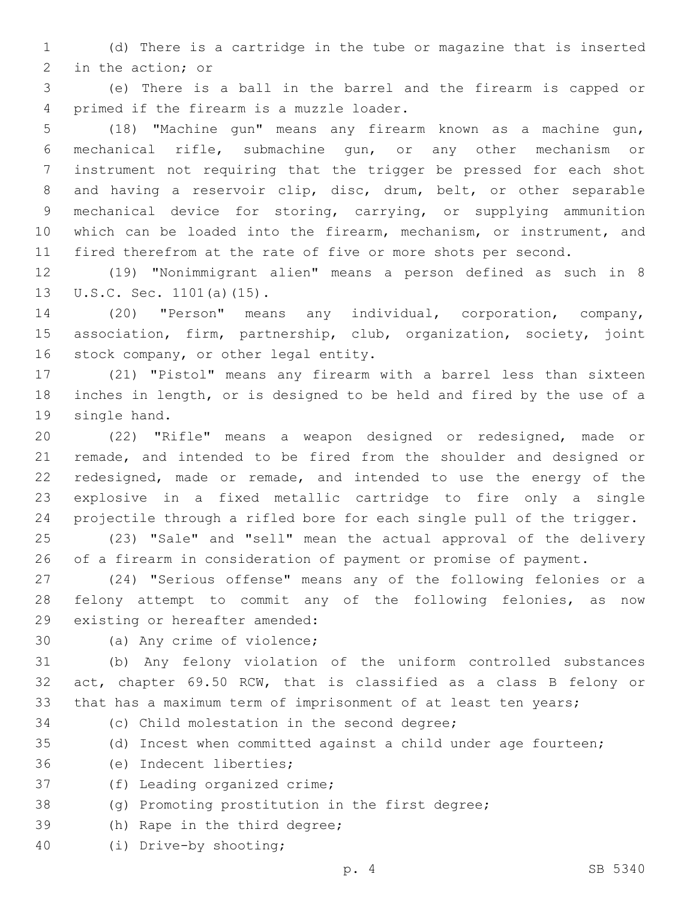(d) There is a cartridge in the tube or magazine that is inserted in the action; or

(e) There is a ball in the barrel and the firearm is capped or primed if the firearm is a muzzle loader.

(18) "Machine gun" means any firearm known as a machine gun, mechanical rifle, submachine gun, or any other mechanism or instrument not requiring that the trigger be pressed for each shot and having a reservoir clip, disc, drum, belt, or other separable mechanical device for storing, carrying, or supplying ammunition which can be loaded into the firearm, mechanism, or instrument, and fired therefrom at the rate of five or more shots per second.

(19) "Nonimmigrant alien" means a person defined as such in 8 U.S.C. Sec. 1101(a)(15).

(20) "Person" means any individual, corporation, company, association, firm, partnership, club, organization, society, joint stock company, or other legal entity.

(21) "Pistol" means any firearm with a barrel less than sixteen inches in length, or is designed to be held and fired by the use of a single hand.

(22) "Rifle" means a weapon designed or redesigned, made or remade, and intended to be fired from the shoulder and designed or redesigned, made or remade, and intended to use the energy of the explosive in a fixed metallic cartridge to fire only a single projectile through a rifled bore for each single pull of the trigger.

(23) "Sale" and "sell" mean the actual approval of the delivery of a firearm in consideration of payment or promise of payment.

(24) "Serious offense" means any of the following felonies or a felony attempt to commit any of the following felonies, as now existing or hereafter amended:

(a) Any crime of violence;

(b) Any felony violation of the uniform controlled substances act, chapter 69.50 RCW, that is classified as a class B felony or that has a maximum term of imprisonment of at least ten years;

(c) Child molestation in the second degree;

(d) Incest when committed against a child under age fourteen;

(e) Indecent liberties;

(f) Leading organized crime;

(g) Promoting prostitution in the first degree;

(h) Rape in the third degree;

(i) Drive-by shooting;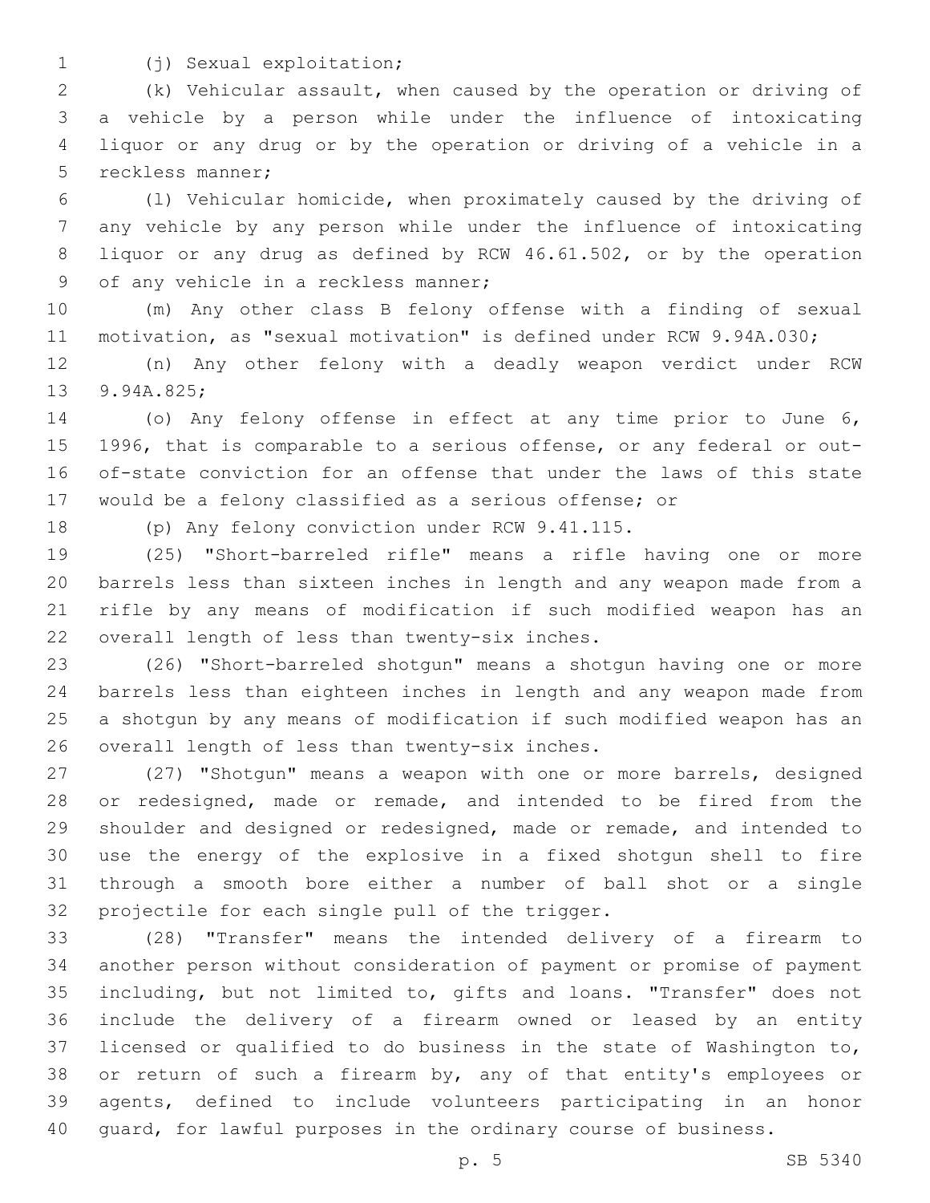(j) Sexual exploitation;

(k) Vehicular assault, when caused by the operation or driving of a vehicle by a person while under the influence of intoxicating liquor or any drug or by the operation or driving of a vehicle in a reckless manner;

(l) Vehicular homicide, when proximately caused by the driving of any vehicle by any person while under the influence of intoxicating liquor or any drug as defined by RCW 46.61.502, or by the operation of any vehicle in a reckless manner;

(m) Any other class B felony offense with a finding of sexual motivation, as "sexual motivation" is defined under RCW 9.94A.030;

(n) Any other felony with a deadly weapon verdict under RCW 9.94A.825;

(o) Any felony offense in effect at any time prior to June 6, 1996, that is comparable to a serious offense, or any federal or out-of-state conviction for an offense that under the laws of this state would be a felony classified as a serious offense; or

(p) Any felony conviction under RCW 9.41.115.

(25) "Short-barreled rifle" means a rifle having one or more barrels less than sixteen inches in length and any weapon made from a rifle by any means of modification if such modified weapon has an overall length of less than twenty-six inches.

(26) "Short-barreled shotgun" means a shotgun having one or more barrels less than eighteen inches in length and any weapon made from a shotgun by any means of modification if such modified weapon has an overall length of less than twenty-six inches.

(27) "Shotgun" means a weapon with one or more barrels, designed or redesigned, made or remade, and intended to be fired from the shoulder and designed or redesigned, made or remade, and intended to use the energy of the explosive in a fixed shotgun shell to fire through a smooth bore either a number of ball shot or a single projectile for each single pull of the trigger.

(28) "Transfer" means the intended delivery of a firearm to another person without consideration of payment or promise of payment including, but not limited to, gifts and loans. "Transfer" does not include the delivery of a firearm owned or leased by an entity licensed or qualified to do business in the state of Washington to, or return of such a firearm by, any of that entity's employees or agents, defined to include volunteers participating in an honor guard, for lawful purposes in the ordinary course of business.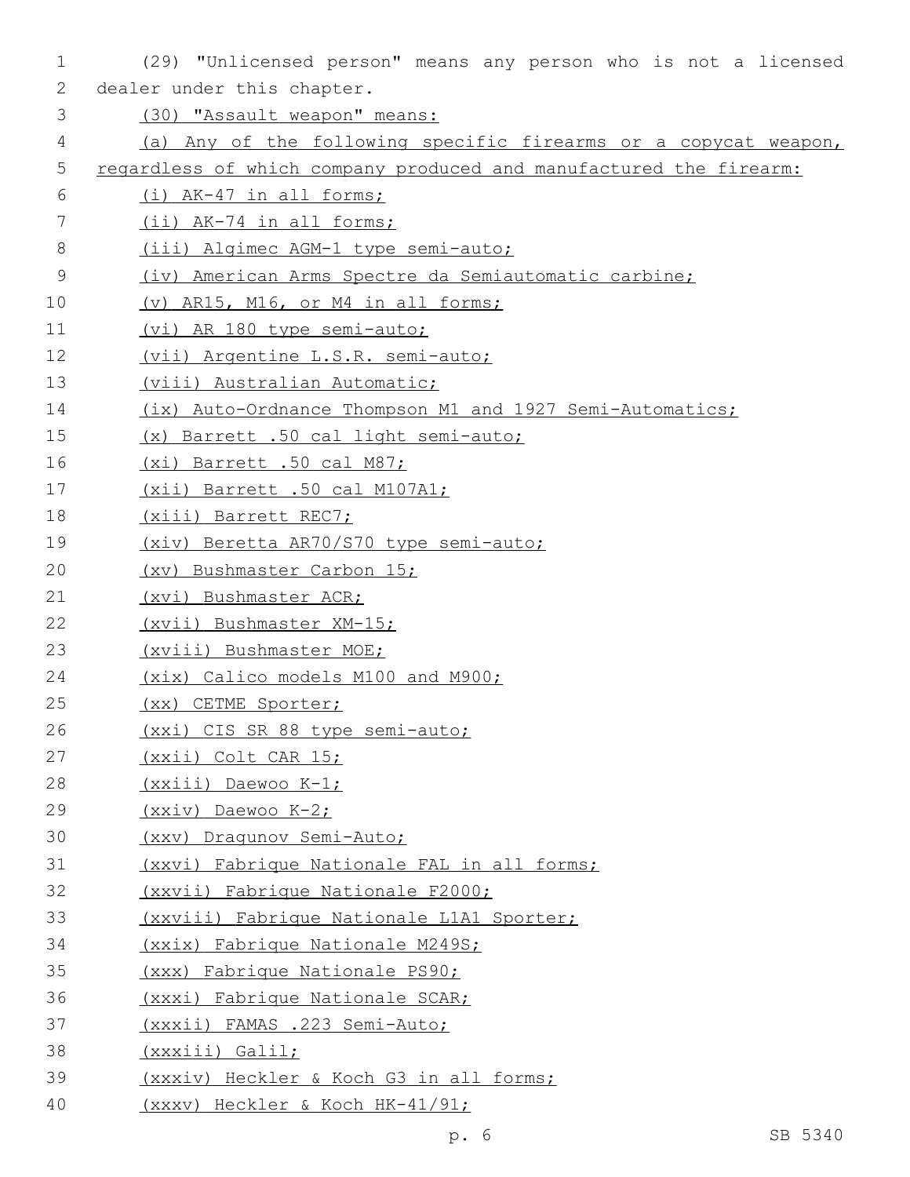(29) "Unlicensed person" means any person who is not a licensed dealer under this chapter.

(30) "Assault weapon" means:

(a) Any of the following specific firearms or a copycat weapon, regardless of which company produced and manufactured the firearm:

(i) AK-47 in all forms;

(ii) AK-74 in all forms;

(iii) Algimec AGM-1 type semi-auto;

(iv) American Arms Spectre da Semiautomatic carbine;

(v) AR15, M16, or M4 in all forms;

(vi) AR 180 type semi-auto;

(vii) Argentine L.S.R. semi-auto;

(viii) Australian Automatic;

(ix) Auto-Ordnance Thompson M1 and 1927 Semi-Automatics;

(x) Barrett .50 cal light semi-auto;

(xi) Barrett .50 cal M87;

(xii) Barrett .50 cal M107A1;

(xiii) Barrett REC7;

(xiv) Beretta AR70/S70 type semi-auto;

(xv) Bushmaster Carbon 15;

(xvi) Bushmaster ACR;

(xvii) Bushmaster XM-15;

(xviii) Bushmaster MOE;

(xix) Calico models M100 and M900;

(xx) CETME Sporter;

(xxi) CIS SR 88 type semi-auto;

(xxii) Colt CAR 15;

(xxiii) Daewoo K-1;

(xxiv) Daewoo K-2;

(xxv) Dragunov Semi-Auto;

(xxvi) Fabrique Nationale FAL in all forms;

(xxvii) Fabrique Nationale F2000;

(xxviii) Fabrique Nationale L1A1 Sporter;

(xxix) Fabrique Nationale M249S;

(xxx) Fabrique Nationale PS90;

(xxxi) Fabrique Nationale SCAR;

(xxxii) FAMAS .223 Semi-Auto;

(xxxiii) Galil;

(xxxiv) Heckler & Koch G3 in all forms;

(xxxv) Heckler & Koch HK-41/91;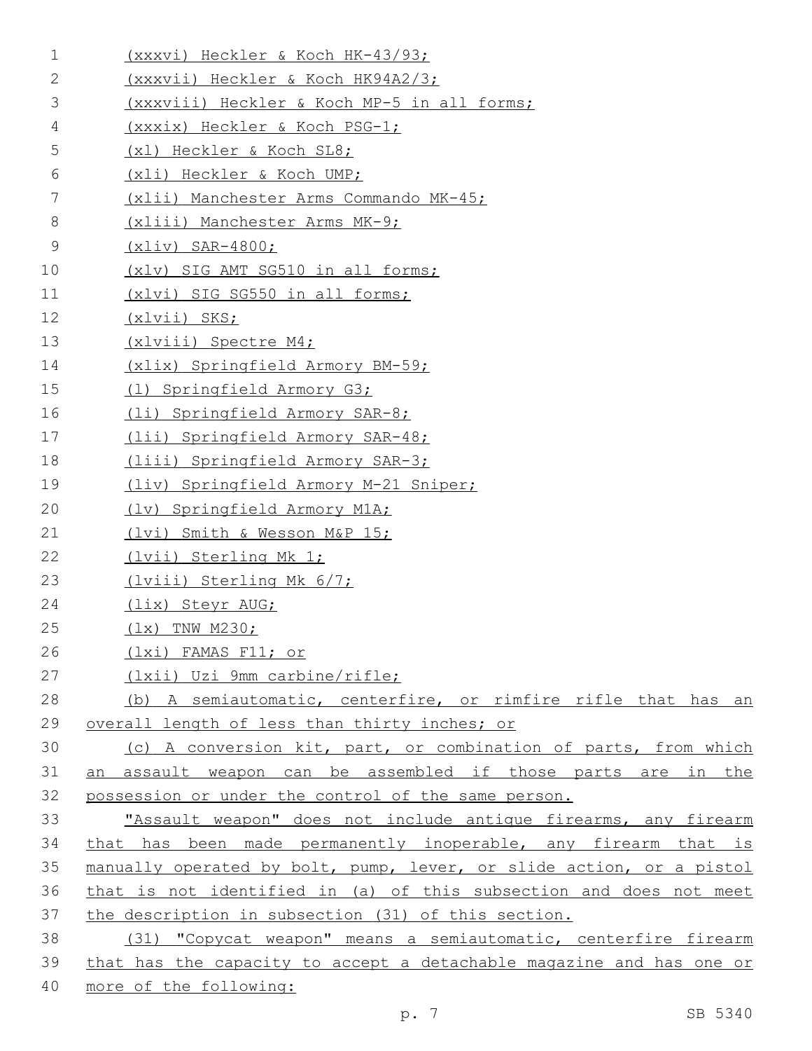(xxxvi) Heckler & Koch HK-43/93;

(xxxvii) Heckler & Koch HK94A2/3;

(xxxviii) Heckler & Koch MP-5 in all forms;

(xxxix) Heckler & Koch PSG-1;

(xl) Heckler & Koch SL8;

(xli) Heckler & Koch UMP;

(xlii) Manchester Arms Commando MK-45;

(xliii) Manchester Arms MK-9;

(xliv) SAR-4800;

(xlv) SIG AMT SG510 in all forms;

(xlvi) SIG SG550 in all forms;

(xlvii) SKS;

(xlviii) Spectre M4;

(xlix) Springfield Armory BM-59;

(l) Springfield Armory G3;

(li) Springfield Armory SAR-8;

(lii) Springfield Armory SAR-48;

(liii) Springfield Armory SAR-3;

(liv) Springfield Armory M-21 Sniper;

(lv) Springfield Armory M1A;

(lvi) Smith & Wesson M&P 15;

(lvii) Sterling Mk 1;

(lviii) Sterling Mk 6/7;

(lix) Steyr AUG;

(lx) TNW M230;

(lxi) FAMAS F11; or

(lxii) Uzi 9mm carbine/rifle;

(b) A semiautomatic, centerfire, or rimfire rifle that has an overall length of less than thirty inches; or

(c) A conversion kit, part, or combination of parts, from which an assault weapon can be assembled if those parts are in the possession or under the control of the same person.

"Assault weapon" does not include antique firearms, any firearm that has been made permanently inoperable, any firearm that is manually operated by bolt, pump, lever, or slide action, or a pistol that is not identified in (a) of this subsection and does not meet the description in subsection (31) of this section.

(31) "Copycat weapon" means a semiautomatic, centerfire firearm that has the capacity to accept a detachable magazine and has one or more of the following: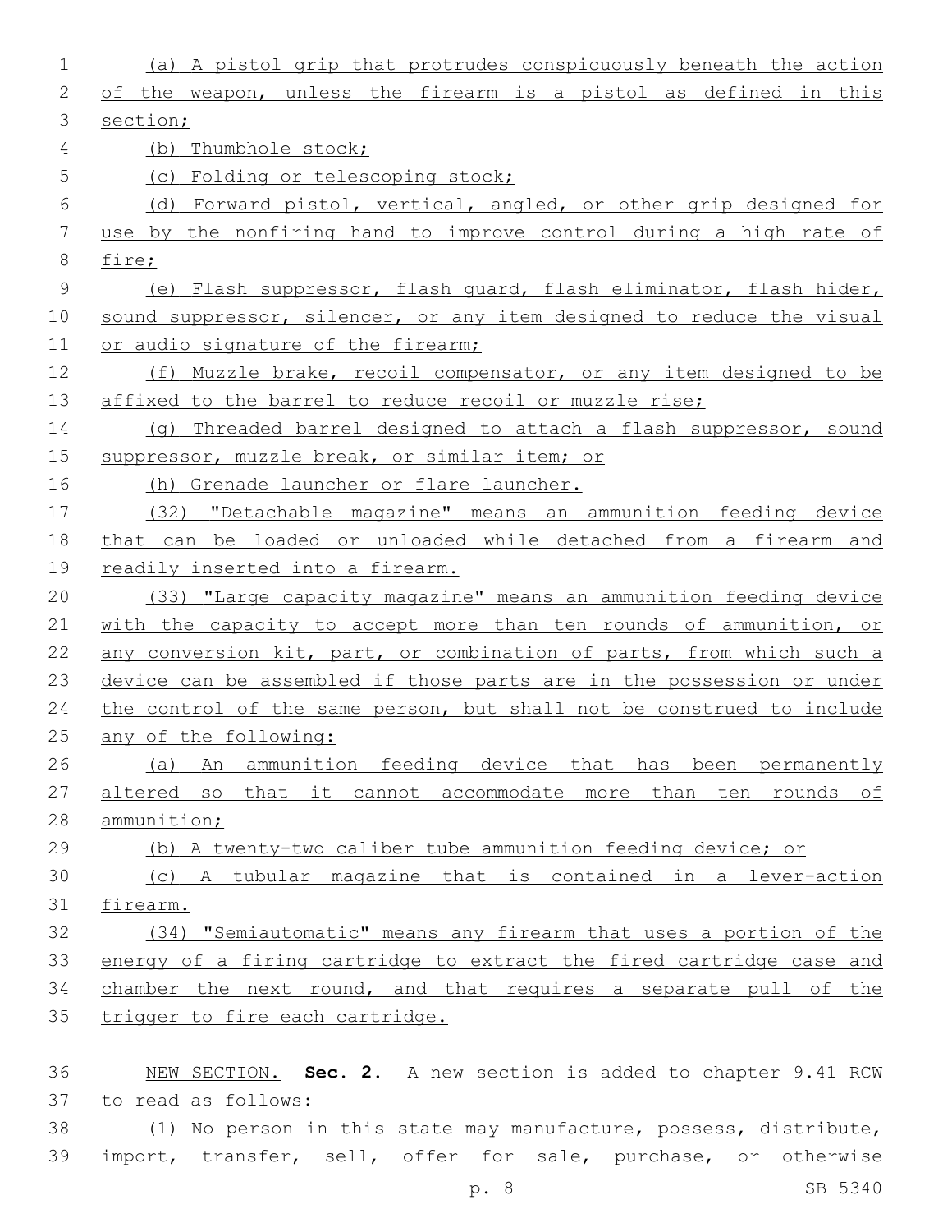(a) A pistol grip that protrudes conspicuously beneath the action of the weapon, unless the firearm is a pistol as defined in this section;

(b) Thumbhole stock;

(c) Folding or telescoping stock;

(d) Forward pistol, vertical, angled, or other grip designed for use by the nonfiring hand to improve control during a high rate of fire;

(e) Flash suppressor, flash guard, flash eliminator, flash hider, sound suppressor, silencer, or any item designed to reduce the visual or audio signature of the firearm;

(f) Muzzle brake, recoil compensator, or any item designed to be affixed to the barrel to reduce recoil or muzzle rise;

(g) Threaded barrel designed to attach a flash suppressor, sound suppressor, muzzle break, or similar item; or

(h) Grenade launcher or flare launcher.

(32) "Detachable magazine" means an ammunition feeding device that can be loaded or unloaded while detached from a firearm and readily inserted into a firearm.

(33) "Large capacity magazine" means an ammunition feeding device with the capacity to accept more than ten rounds of ammunition, or any conversion kit, part, or combination of parts, from which such a device can be assembled if those parts are in the possession or under the control of the same person, but shall not be construed to include any of the following:

(a) An ammunition feeding device that has been permanently altered so that it cannot accommodate more than ten rounds of ammunition;

(b) A twenty-two caliber tube ammunition feeding device; or

(c) A tubular magazine that is contained in a lever-action firearm.

(34) "Semiautomatic" means any firearm that uses a portion of the energy of a firing cartridge to extract the fired cartridge case and chamber the next round, and that requires a separate pull of the trigger to fire each cartridge.

NEW SECTION. **Sec. 2.** A new section is added to chapter 9.41 RCW to read as follows:

(1) No person in this state may manufacture, possess, distribute, import, transfer, sell, offer for sale, purchase, or otherwise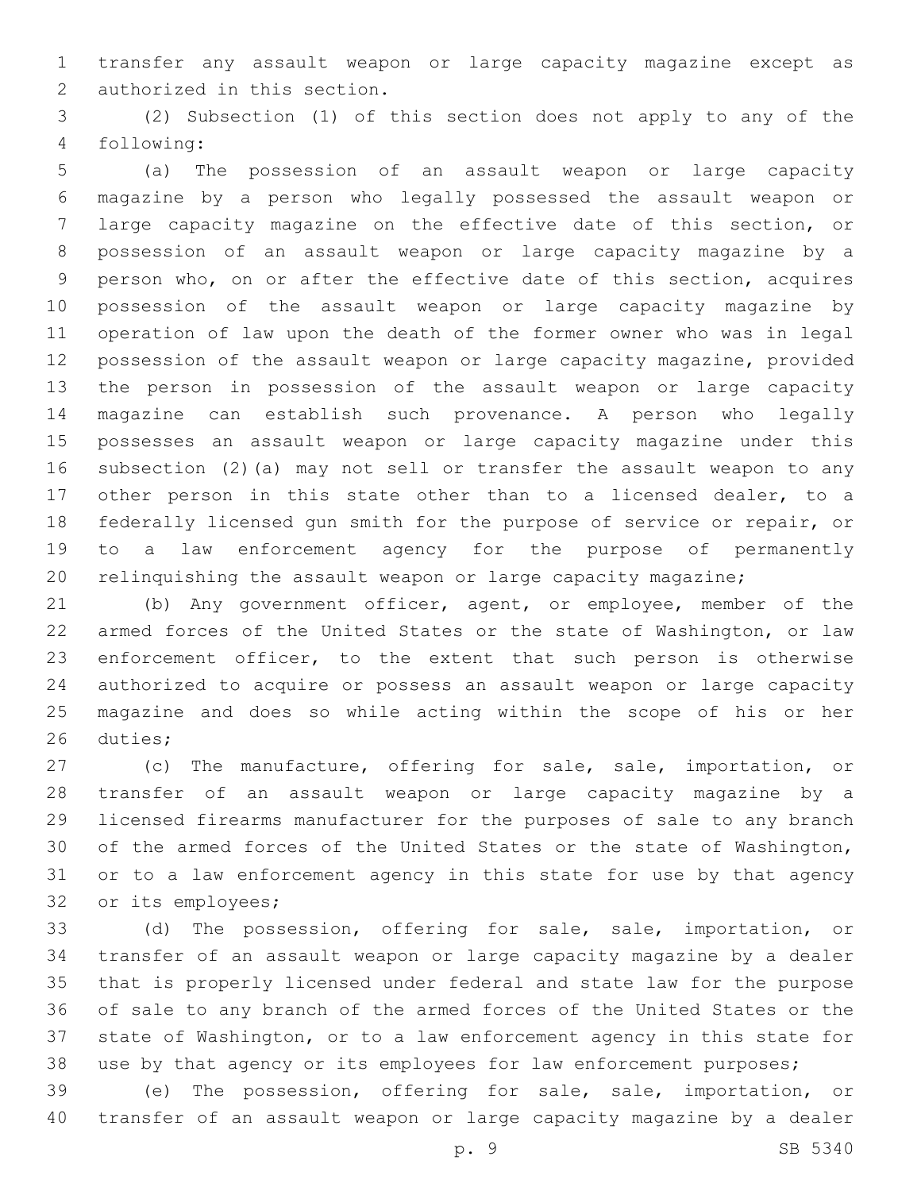transfer any assault weapon or large capacity magazine except as authorized in this section.

(2) Subsection (1) of this section does not apply to any of the following:

(a) The possession of an assault weapon or large capacity magazine by a person who legally possessed the assault weapon or large capacity magazine on the effective date of this section, or possession of an assault weapon or large capacity magazine by a person who, on or after the effective date of this section, acquires possession of the assault weapon or large capacity magazine by operation of law upon the death of the former owner who was in legal possession of the assault weapon or large capacity magazine, provided the person in possession of the assault weapon or large capacity magazine can establish such provenance. A person who legally possesses an assault weapon or large capacity magazine under this subsection (2)(a) may not sell or transfer the assault weapon to any other person in this state other than to a licensed dealer, to a federally licensed gun smith for the purpose of service or repair, or to a law enforcement agency for the purpose of permanently relinquishing the assault weapon or large capacity magazine;

(b) Any government officer, agent, or employee, member of the armed forces of the United States or the state of Washington, or law enforcement officer, to the extent that such person is otherwise authorized to acquire or possess an assault weapon or large capacity magazine and does so while acting within the scope of his or her duties;

(c) The manufacture, offering for sale, sale, importation, or transfer of an assault weapon or large capacity magazine by a licensed firearms manufacturer for the purposes of sale to any branch of the armed forces of the United States or the state of Washington, or to a law enforcement agency in this state for use by that agency or its employees;

(d) The possession, offering for sale, sale, importation, or transfer of an assault weapon or large capacity magazine by a dealer that is properly licensed under federal and state law for the purpose of sale to any branch of the armed forces of the United States or the state of Washington, or to a law enforcement agency in this state for use by that agency or its employees for law enforcement purposes;

(e) The possession, offering for sale, sale, importation, or transfer of an assault weapon or large capacity magazine by a dealer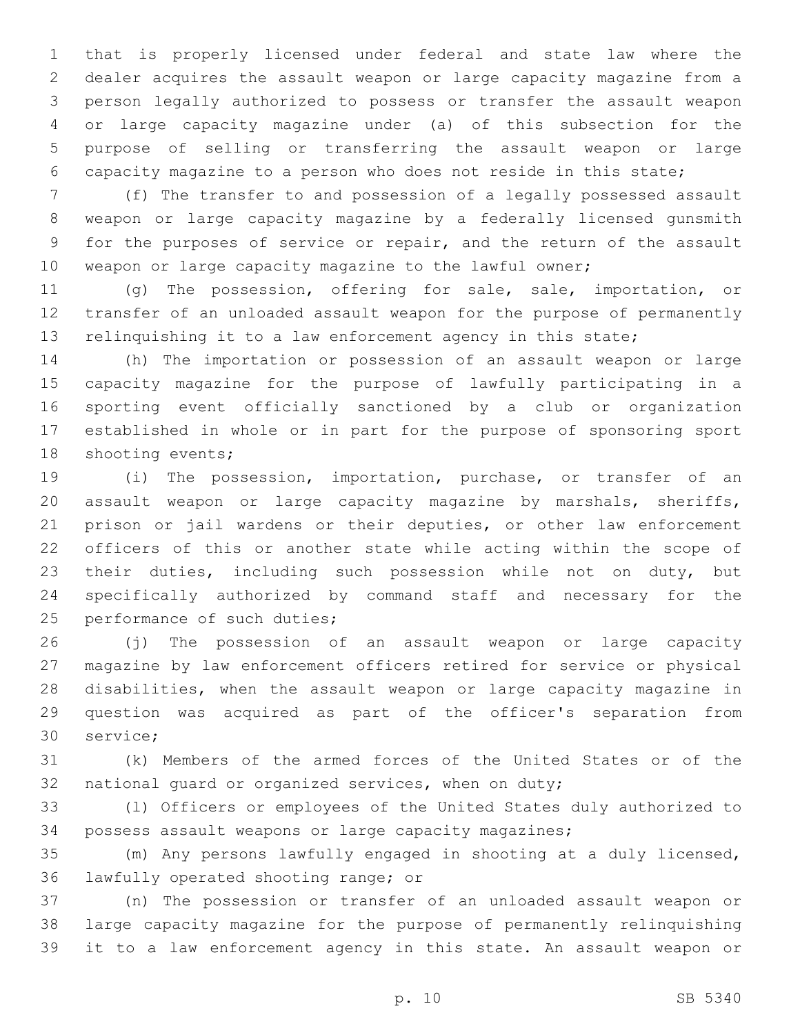that is properly licensed under federal and state law where the dealer acquires the assault weapon or large capacity magazine from a person legally authorized to possess or transfer the assault weapon or large capacity magazine under (a) of this subsection for the purpose of selling or transferring the assault weapon or large capacity magazine to a person who does not reside in this state;

(f) The transfer to and possession of a legally possessed assault weapon or large capacity magazine by a federally licensed gunsmith for the purposes of service or repair, and the return of the assault weapon or large capacity magazine to the lawful owner;

(g) The possession, offering for sale, sale, importation, or transfer of an unloaded assault weapon for the purpose of permanently relinquishing it to a law enforcement agency in this state;

(h) The importation or possession of an assault weapon or large capacity magazine for the purpose of lawfully participating in a sporting event officially sanctioned by a club or organization established in whole or in part for the purpose of sponsoring sport shooting events;

(i) The possession, importation, purchase, or transfer of an assault weapon or large capacity magazine by marshals, sheriffs, prison or jail wardens or their deputies, or other law enforcement officers of this or another state while acting within the scope of their duties, including such possession while not on duty, but specifically authorized by command staff and necessary for the performance of such duties;

(j) The possession of an assault weapon or large capacity magazine by law enforcement officers retired for service or physical disabilities, when the assault weapon or large capacity magazine in question was acquired as part of the officer's separation from service;

(k) Members of the armed forces of the United States or of the national guard or organized services, when on duty;

(l) Officers or employees of the United States duly authorized to possess assault weapons or large capacity magazines;

(m) Any persons lawfully engaged in shooting at a duly licensed, lawfully operated shooting range; or

(n) The possession or transfer of an unloaded assault weapon or large capacity magazine for the purpose of permanently relinquishing it to a law enforcement agency in this state. An assault weapon or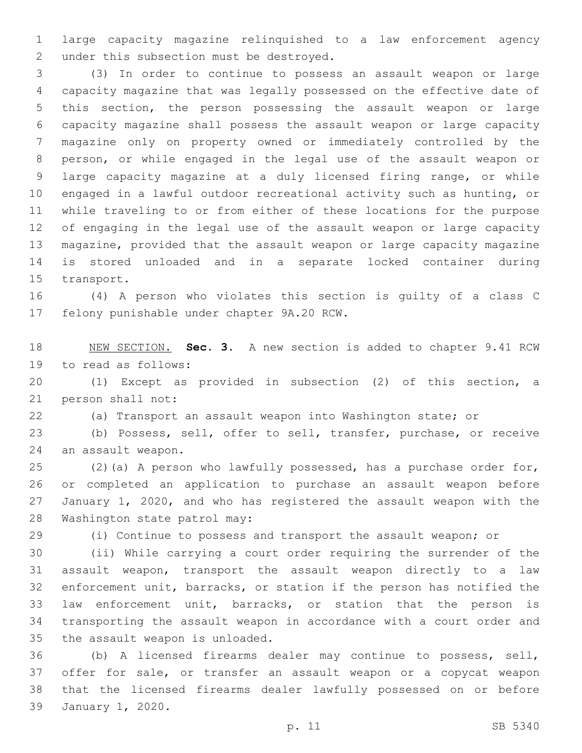large capacity magazine relinquished to a law enforcement agency under this subsection must be destroyed.

(3) In order to continue to possess an assault weapon or large capacity magazine that was legally possessed on the effective date of this section, the person possessing the assault weapon or large capacity magazine shall possess the assault weapon or large capacity magazine only on property owned or immediately controlled by the person, or while engaged in the legal use of the assault weapon or large capacity magazine at a duly licensed firing range, or while engaged in a lawful outdoor recreational activity such as hunting, or while traveling to or from either of these locations for the purpose of engaging in the legal use of the assault weapon or large capacity magazine, provided that the assault weapon or large capacity magazine is stored unloaded and in a separate locked container during transport.

(4) A person who violates this section is guilty of a class C felony punishable under chapter 9A.20 RCW.

NEW SECTION. **Sec. 3.** A new section is added to chapter 9.41 RCW to read as follows:

(1) Except as provided in subsection (2) of this section, a person shall not:

(a) Transport an assault weapon into Washington state; or

(b) Possess, sell, offer to sell, transfer, purchase, or receive an assault weapon.

(2)(a) A person who lawfully possessed, has a purchase order for, or completed an application to purchase an assault weapon before January 1, 2020, and who has registered the assault weapon with the Washington state patrol may:

(i) Continue to possess and transport the assault weapon; or

(ii) While carrying a court order requiring the surrender of the assault weapon, transport the assault weapon directly to a law enforcement unit, barracks, or station if the person has notified the law enforcement unit, barracks, or station that the person is transporting the assault weapon in accordance with a court order and the assault weapon is unloaded.

(b) A licensed firearms dealer may continue to possess, sell, offer for sale, or transfer an assault weapon or a copycat weapon that the licensed firearms dealer lawfully possessed on or before January 1, 2020.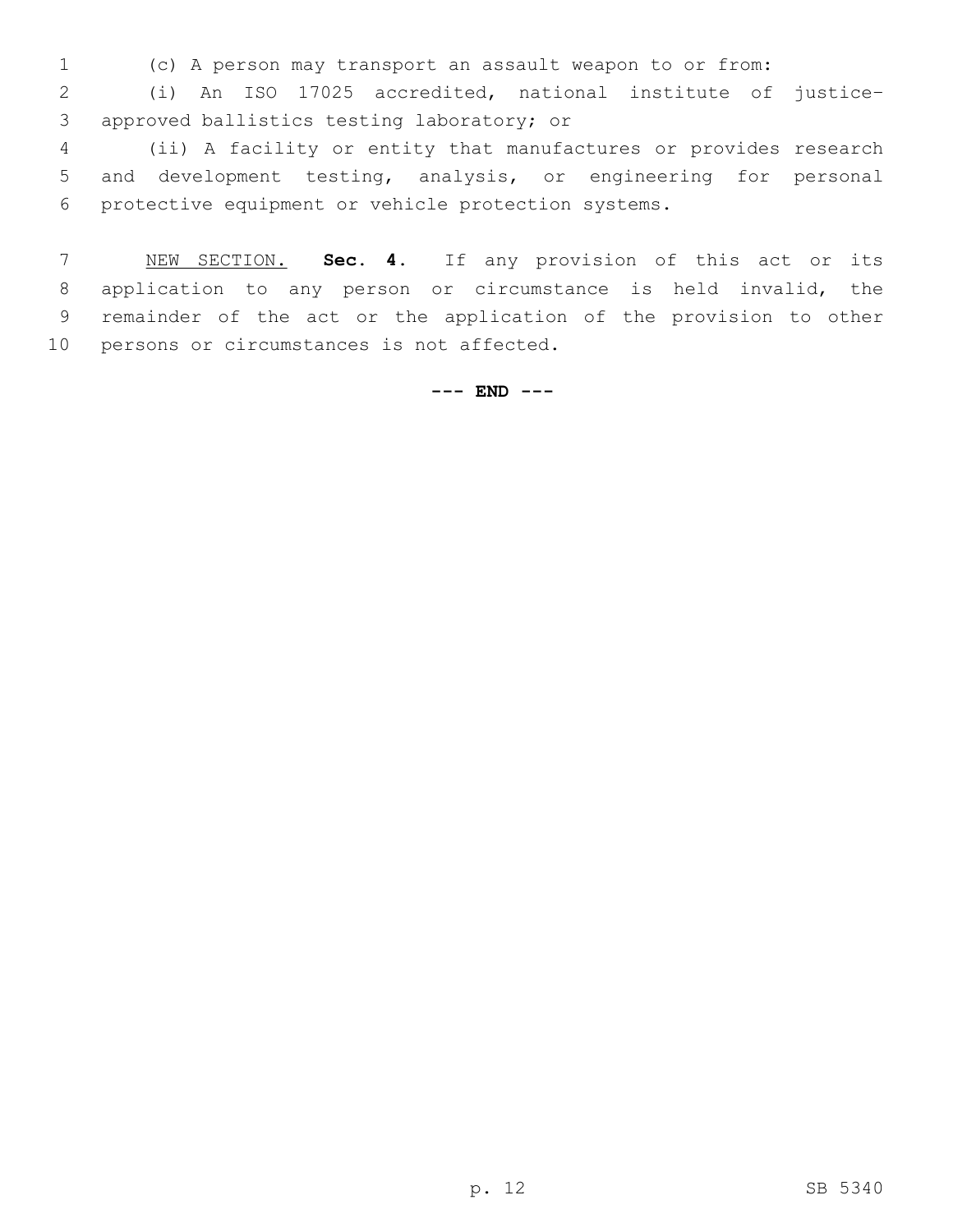(c) A person may transport an assault weapon to or from:

(i) An ISO 17025 accredited, national institute of justice-approved ballistics testing laboratory; or

(ii) A facility or entity that manufactures or provides research and development testing, analysis, or engineering for personal protective equipment or vehicle protection systems.

NEW SECTION. **Sec. 4.** If any provision of this act or its application to any person or circumstance is held invalid, the remainder of the act or the application of the provision to other persons or circumstances is not affected.

**--- END ---**